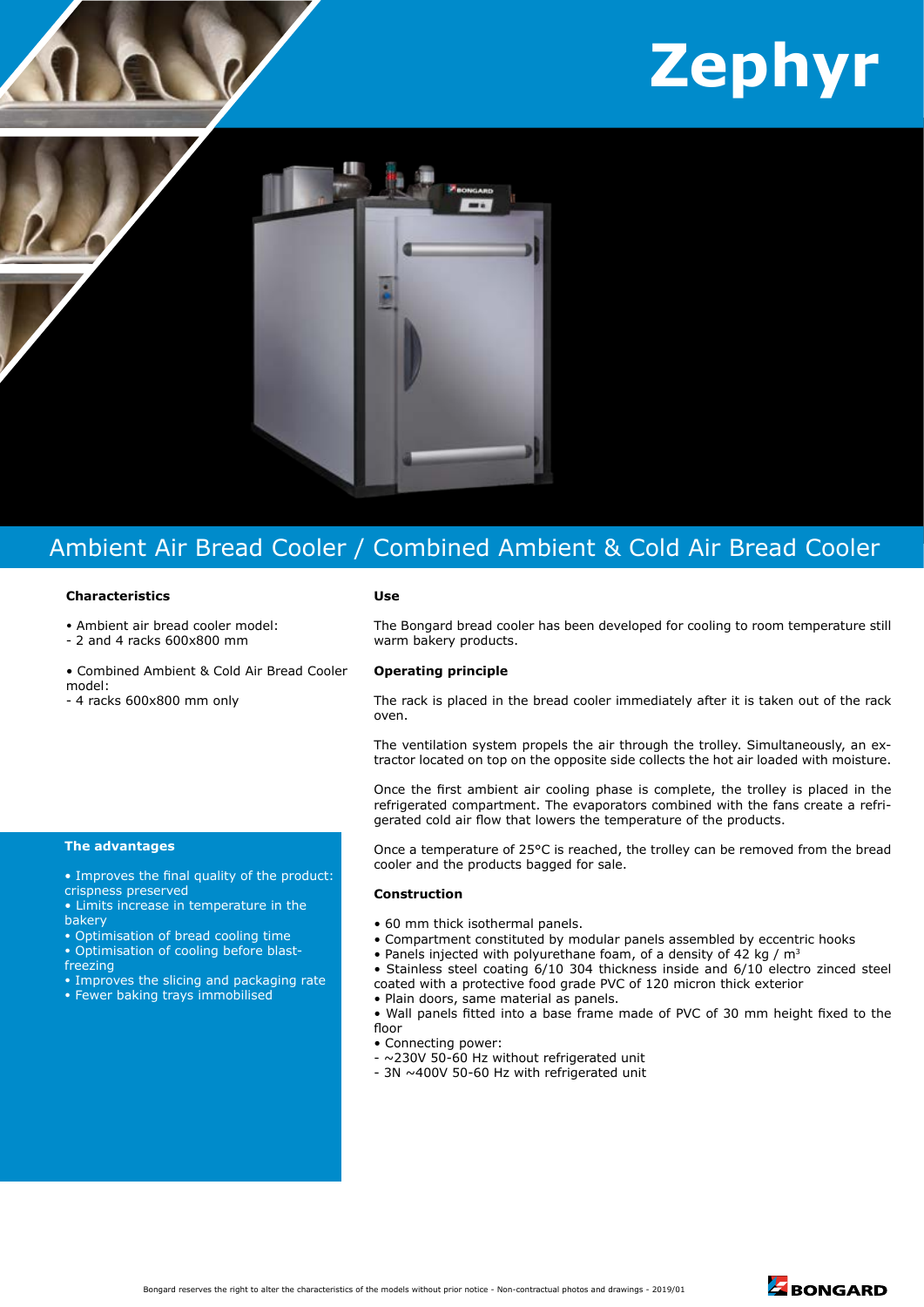# Zephyr

## Ambient Air Bread Cooler / Combined Ambient & Cold Air Bread Cooler

### Characteristics

- Ambient air bread cooler model:
- 2 and 4 racks 600x800 mm

- Combined Ambient & Cold Air Bread Cooler model:
- 4 racks 600x800 mm only

### The advantages

- Improves the final quality of the product: crispness preserved
- Limits increase in temperature in the bakery
- Optimisation of bread cooling time
- Optimisation of cooling before blast-freezing
- Improves the slicing and packaging rate
- Fewer baking trays immobilised

### Use

The Bongard bread cooler has been developed for cooling to room temperature still warm bakery products.

### Operating principle

The rack is placed in the bread cooler immediately after it is taken out of the rack oven.

The ventilation system propels the air through the trolley. Simultaneously, an extractor located on top on the opposite side collects the hot air loaded with moisture.

Once the first ambient air cooling phase is complete, the trolley is placed in the refrigerated compartment. The evaporators combined with the fans create a refrigerated cold air flow that lowers the temperature of the products.

Once a temperature of 25°C is reached, the trolley can be removed from the bread cooler and the products bagged for sale.

### Construction

- 60 mm thick isothermal panels.
- Compartment constituted by modular panels assembled by eccentric hooks
- Panels injected with polyurethane foam, of a density of 42 kg / $m^3$
- Stainless steel coating 6/10 304 thickness inside and 6/10 electro zinced steel coated with a protective food grade PVC of 120 micron thick exterior
- Plain doors, same material as panels.
- Wall panels fitted into a base frame made of PVC of 30 mm height fixed to the floor
- Connecting power:
- ~230V 50-60 Hz without refrigerated unit
- 3N ~400V 50-60 Hz with refrigerated unit

Bongard reserves the right to alter the characteristics of the models without prior notice - Non-contractual photos and drawings - 2019/01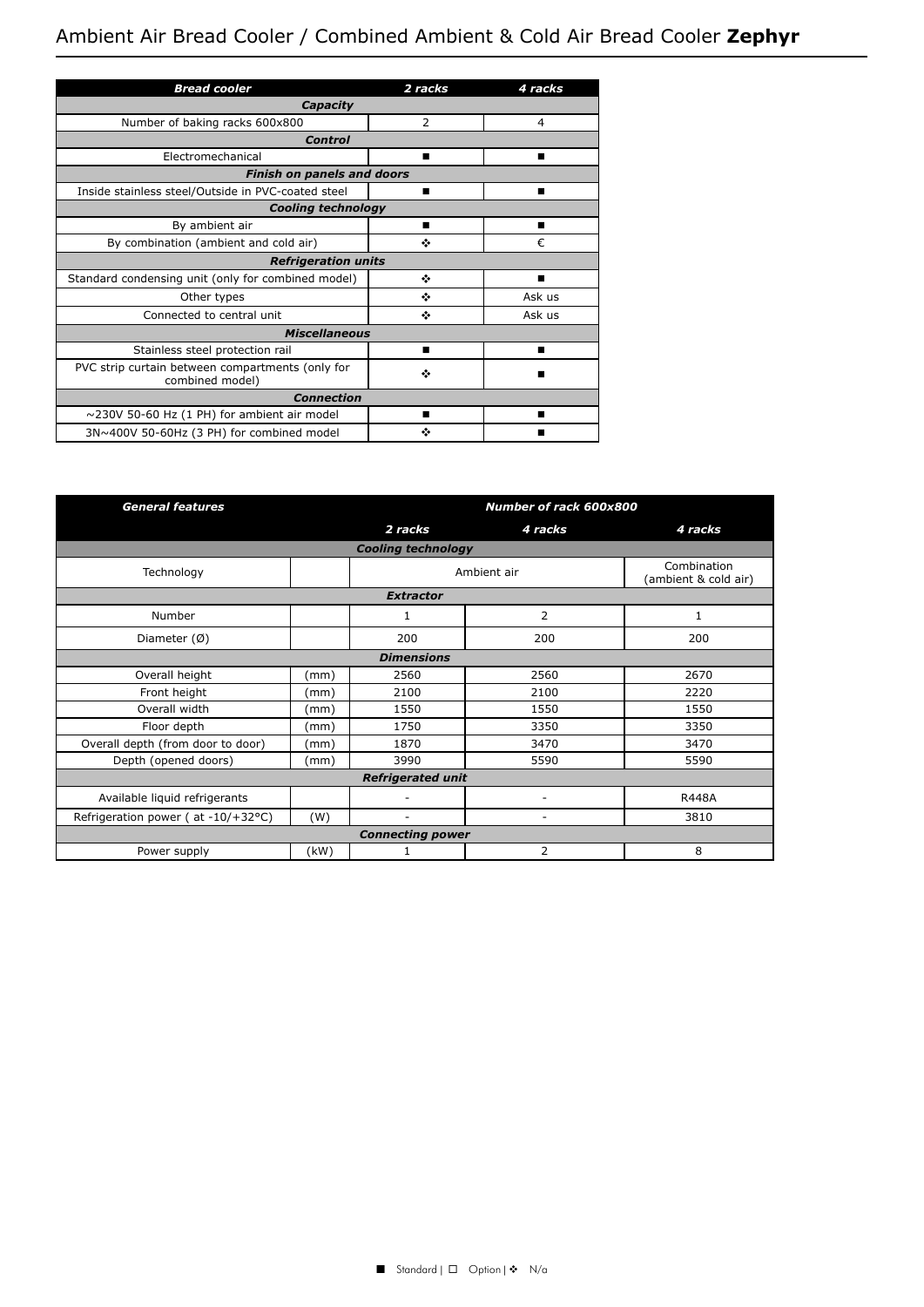# Ambient Air Bread Cooler / Combined Ambient & Cold Air Bread Cooler **Zephyr**

| ***Bread cooler*** | ***2 racks*** | ***4 racks*** |
|---|---|---|
| ***Capacity*** | | |
| Number of baking racks 600x800 | 2 | 4 |
| ***Control*** | | |
| Electromechanical | ■ | ■ |
| ***Finish on panels and doors*** | | |
| Inside stainless steel/Outside in PVC-coated steel | ■ | ■ |
| ***Cooling technology*** | | |
| By ambient air | ■ | ■ |
| By combination (ambient and cold air) | ❖ | € |
| ***Refrigeration units*** | | |
| Standard condensing unit (only for combined model) | ❖ | ■ |
| Other types | ❖ | Ask us |
| Connected to central unit | ❖ | Ask us |
| ***Miscellaneous*** | | |
| Stainless steel protection rail | ■ | ■ |
| PVC strip curtain between compartments (only for combined model) | ❖ | ■ |
| ***Connection*** | | |
| ~230V 50-60 Hz (1 PH) for ambient air model | ■ | ■ |
| 3N~400V 50-60Hz (3 PH) for combined model | ❖ | ■ |

| ***General features*** | | ***Number of rack 600x800*** | | |
|---|---|---|---|---|
| | | ***2 racks*** | ***4 racks*** | ***4 racks*** |
| ***Cooling technology*** | | | | |
| Technology | | Ambient air | | Combination (ambient & cold air) |
| ***Extractor*** | | | | |
| Number | | 1 | 2 | 1 |
| Diameter (Ø) | | 200 | 200 | 200 |
| ***Dimensions*** | | | | |
| Overall height | (mm) | 2560 | 2560 | 2670 |
| Front height | (mm) | 2100 | 2100 | 2220 |
| Overall width | (mm) | 1550 | 1550 | 1550 |
| Floor depth | (mm) | 1750 | 3350 | 3350 |
| Overall depth (from door to door) | (mm) | 1870 | 3470 | 3470 |
| Depth (opened doors) | (mm) | 3990 | 5590 | 5590 |
| ***Refrigerated unit*** | | | | |
| Available liquid refrigerants | | - | - | R448A |
| Refrigeration power ( at -10/+32°C) | (W) | - | - | 3810 |
| ***Connecting power*** | | | | |
| Power supply | (kW) | 1 | 2 | 8 |

■ Standard | □ Option | ❖ N/a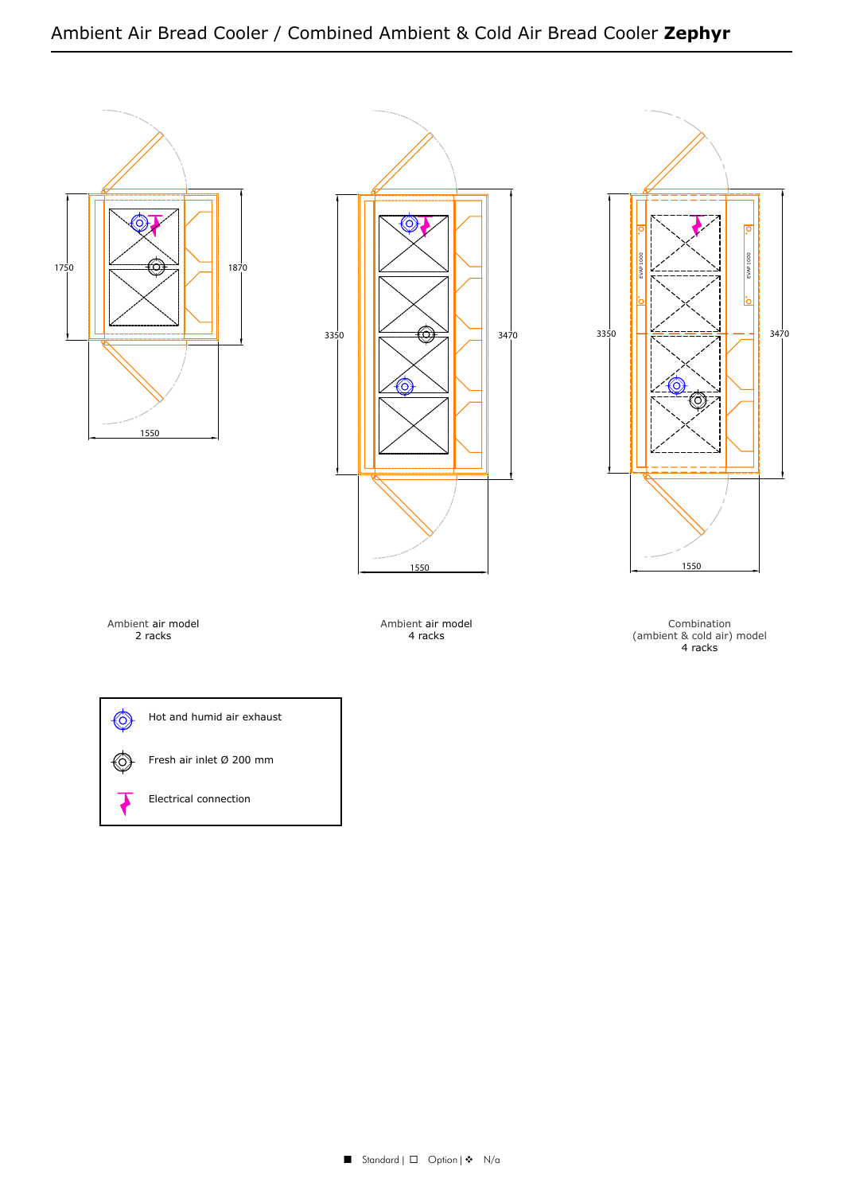# Ambient Air Bread Cooler / Combined Ambient & Cold Air Bread Cooler **Zephyr**

1750

1870

1550

Ambient air model
2 racks

3350

3470

1550

Ambient air model
4 racks

EVAP 1000

EVAP 1000

3350

3470

1550

Combination
(ambient & cold air) model
4 racks

Hot and humid air exhaust

Fresh air inlet Ø 200 mm

Electrical connection

■ Standard | □ Option | ❖ N/a